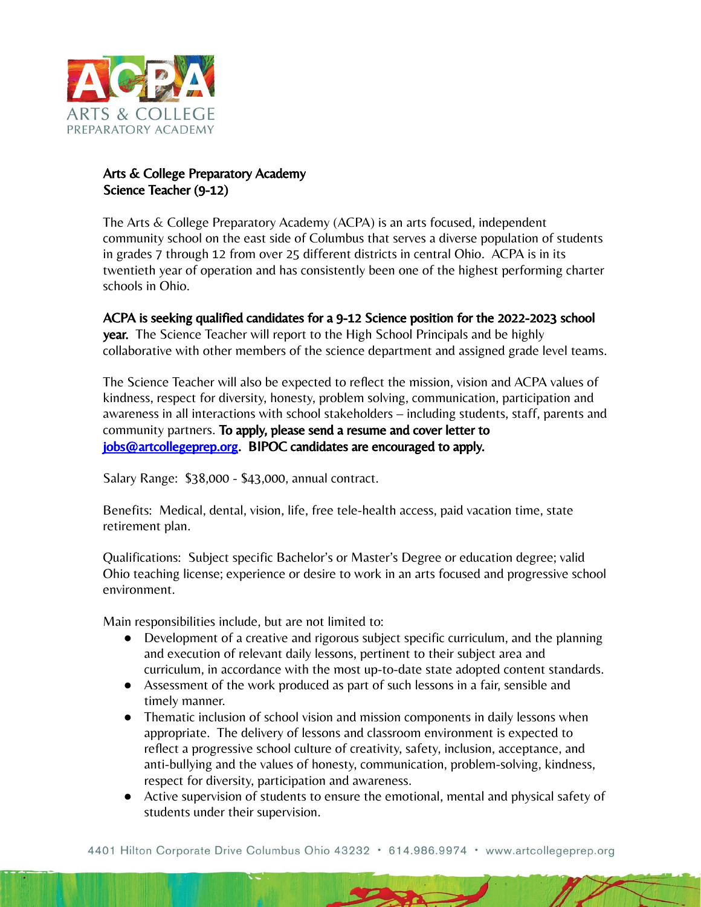ACPA
ARTS & COLLEGE
PREPARATORY ACADEMY

**Arts & College Preparatory Academy**
**Science Teacher (9-12)**

The Arts & College Preparatory Academy (ACPA) is an arts focused, independent community school on the east side of Columbus that serves a diverse population of students in grades 7 through 12 from over 25 different districts in central Ohio. ACPA is in its twentieth year of operation and has consistently been one of the highest performing charter schools in Ohio.

**ACPA is seeking qualified candidates for a 9-12 Science position for the 2022-2023 school year.** The Science Teacher will report to the High School Principals and be highly collaborative with other members of the science department and assigned grade level teams.

The Science Teacher will also be expected to reflect the mission, vision and ACPA values of kindness, respect for diversity, honesty, problem solving, communication, participation and awareness in all interactions with school stakeholders – including students, staff, parents and community partners. **To apply, please send a resume and cover letter to [jobs@artcollegeprep.org](mailto:jobs@artcollegeprep.org). BIPOC candidates are encouraged to apply.**

Salary Range: $38,000 - $43,000, annual contract.

Benefits: Medical, dental, vision, life, free tele-health access, paid vacation time, state retirement plan.

Qualifications: Subject specific Bachelor's or Master's Degree or education degree; valid Ohio teaching license; experience or desire to work in an arts focused and progressive school environment.

Main responsibilities include, but are not limited to:

- Development of a creative and rigorous subject specific curriculum, and the planning and execution of relevant daily lessons, pertinent to their subject area and curriculum, in accordance with the most up-to-date state adopted content standards.
- Assessment of the work produced as part of such lessons in a fair, sensible and timely manner.
- Thematic inclusion of school vision and mission components in daily lessons when appropriate. The delivery of lessons and classroom environment is expected to reflect a progressive school culture of creativity, safety, inclusion, acceptance, and anti-bullying and the values of honesty, communication, problem-solving, kindness, respect for diversity, participation and awareness.
- Active supervision of students to ensure the emotional, mental and physical safety of students under their supervision.

4401 Hilton Corporate Drive Columbus Ohio 43232 • 614.986.9974 • www.artcollegeprep.org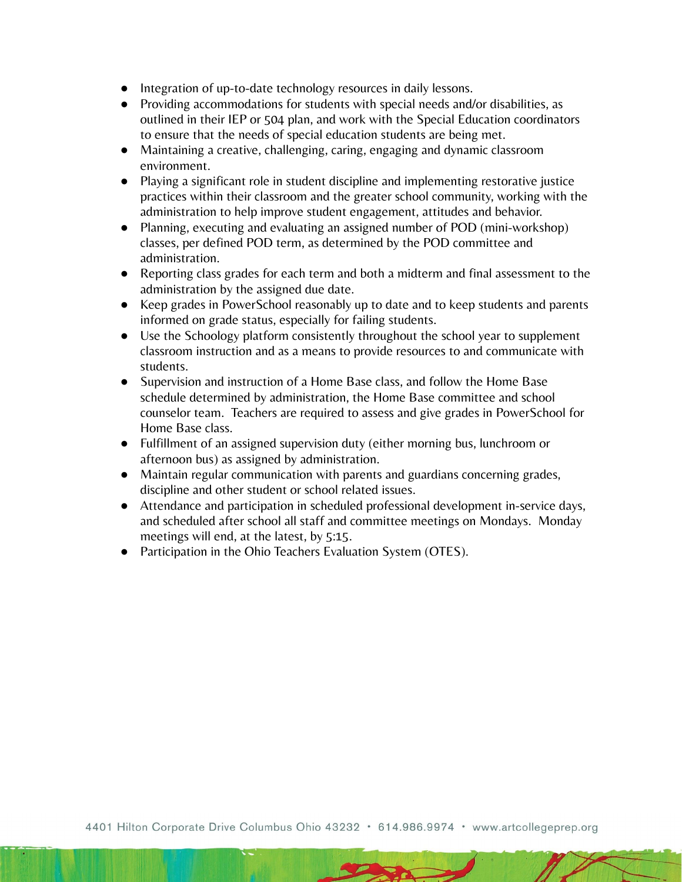- Integration of up-to-date technology resources in daily lessons.
- Providing accommodations for students with special needs and/or disabilities, as outlined in their IEP or 504 plan, and work with the Special Education coordinators to ensure that the needs of special education students are being met.
- Maintaining a creative, challenging, caring, engaging and dynamic classroom environment.
- Playing a significant role in student discipline and implementing restorative justice practices within their classroom and the greater school community, working with the administration to help improve student engagement, attitudes and behavior.
- Planning, executing and evaluating an assigned number of POD (mini-workshop) classes, per defined POD term, as determined by the POD committee and administration.
- Reporting class grades for each term and both a midterm and final assessment to the administration by the assigned due date.
- Keep grades in PowerSchool reasonably up to date and to keep students and parents informed on grade status, especially for failing students.
- Use the Schoology platform consistently throughout the school year to supplement classroom instruction and as a means to provide resources to and communicate with students.
- Supervision and instruction of a Home Base class, and follow the Home Base schedule determined by administration, the Home Base committee and school counselor team. Teachers are required to assess and give grades in PowerSchool for Home Base class.
- Fulfillment of an assigned supervision duty (either morning bus, lunchroom or afternoon bus) as assigned by administration.
- Maintain regular communication with parents and guardians concerning grades, discipline and other student or school related issues.
- Attendance and participation in scheduled professional development in-service days, and scheduled after school all staff and committee meetings on Mondays. Monday meetings will end, at the latest, by 5:15.
- Participation in the Ohio Teachers Evaluation System (OTES).